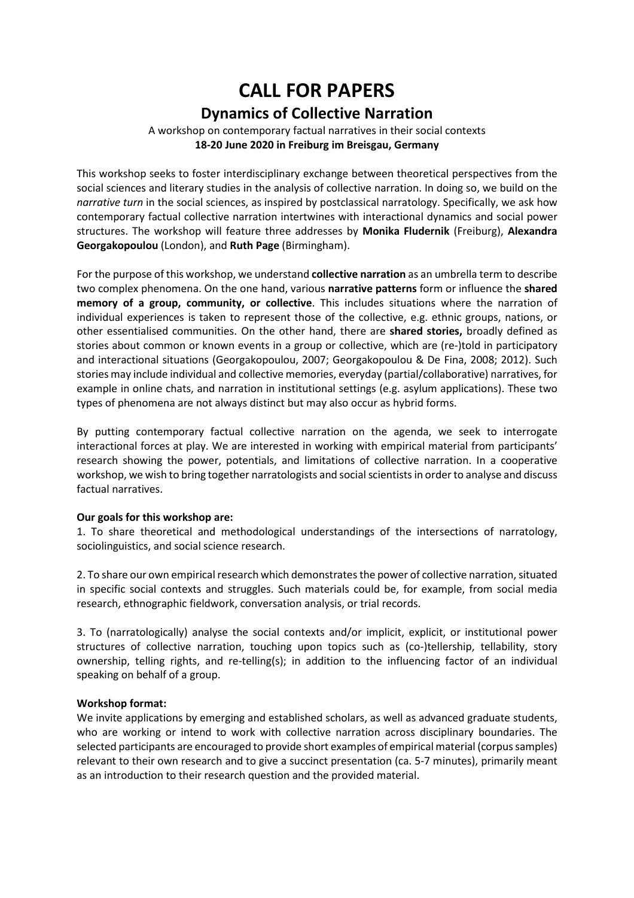# CALL FOR PAPERS

## Dynamics of Collective Narration

A workshop on contemporary factual narratives in their social contexts
**18-20 June 2020 in Freiburg im Breisgau, Germany**

This workshop seeks to foster interdisciplinary exchange between theoretical perspectives from the social sciences and literary studies in the analysis of collective narration. In doing so, we build on the *narrative turn* in the social sciences, as inspired by postclassical narratology. Specifically, we ask how contemporary factual collective narration intertwines with interactional dynamics and social power structures. The workshop will feature three addresses by **Monika Fludernik** (Freiburg), **Alexandra Georgakopoulou** (London), and **Ruth Page** (Birmingham).

For the purpose of this workshop, we understand **collective narration** as an umbrella term to describe two complex phenomena. On the one hand, various **narrative patterns** form or influence the **shared memory of a group, community, or collective**. This includes situations where the narration of individual experiences is taken to represent those of the collective, e.g. ethnic groups, nations, or other essentialised communities. On the other hand, there are **shared stories,** broadly defined as stories about common or known events in a group or collective, which are (re-)told in participatory and interactional situations (Georgakopoulou, 2007; Georgakopoulou & De Fina, 2008; 2012). Such stories may include individual and collective memories, everyday (partial/collaborative) narratives, for example in online chats, and narration in institutional settings (e.g. asylum applications). These two types of phenomena are not always distinct but may also occur as hybrid forms.

By putting contemporary factual collective narration on the agenda, we seek to interrogate interactional forces at play. We are interested in working with empirical material from participants' research showing the power, potentials, and limitations of collective narration. In a cooperative workshop, we wish to bring together narratologists and social scientists in order to analyse and discuss factual narratives.

**Our goals for this workshop are:**

1. To share theoretical and methodological understandings of the intersections of narratology, sociolinguistics, and social science research.

2. To share our own empirical research which demonstrates the power of collective narration, situated in specific social contexts and struggles. Such materials could be, for example, from social media research, ethnographic fieldwork, conversation analysis, or trial records.

3. To (narratologically) analyse the social contexts and/or implicit, explicit, or institutional power structures of collective narration, touching upon topics such as (co-)tellership, tellability, story ownership, telling rights, and re-telling(s); in addition to the influencing factor of an individual speaking on behalf of a group.

**Workshop format:**

We invite applications by emerging and established scholars, as well as advanced graduate students, who are working or intend to work with collective narration across disciplinary boundaries. The selected participants are encouraged to provide short examples of empirical material (corpus samples) relevant to their own research and to give a succinct presentation (ca. 5-7 minutes), primarily meant as an introduction to their research question and the provided material.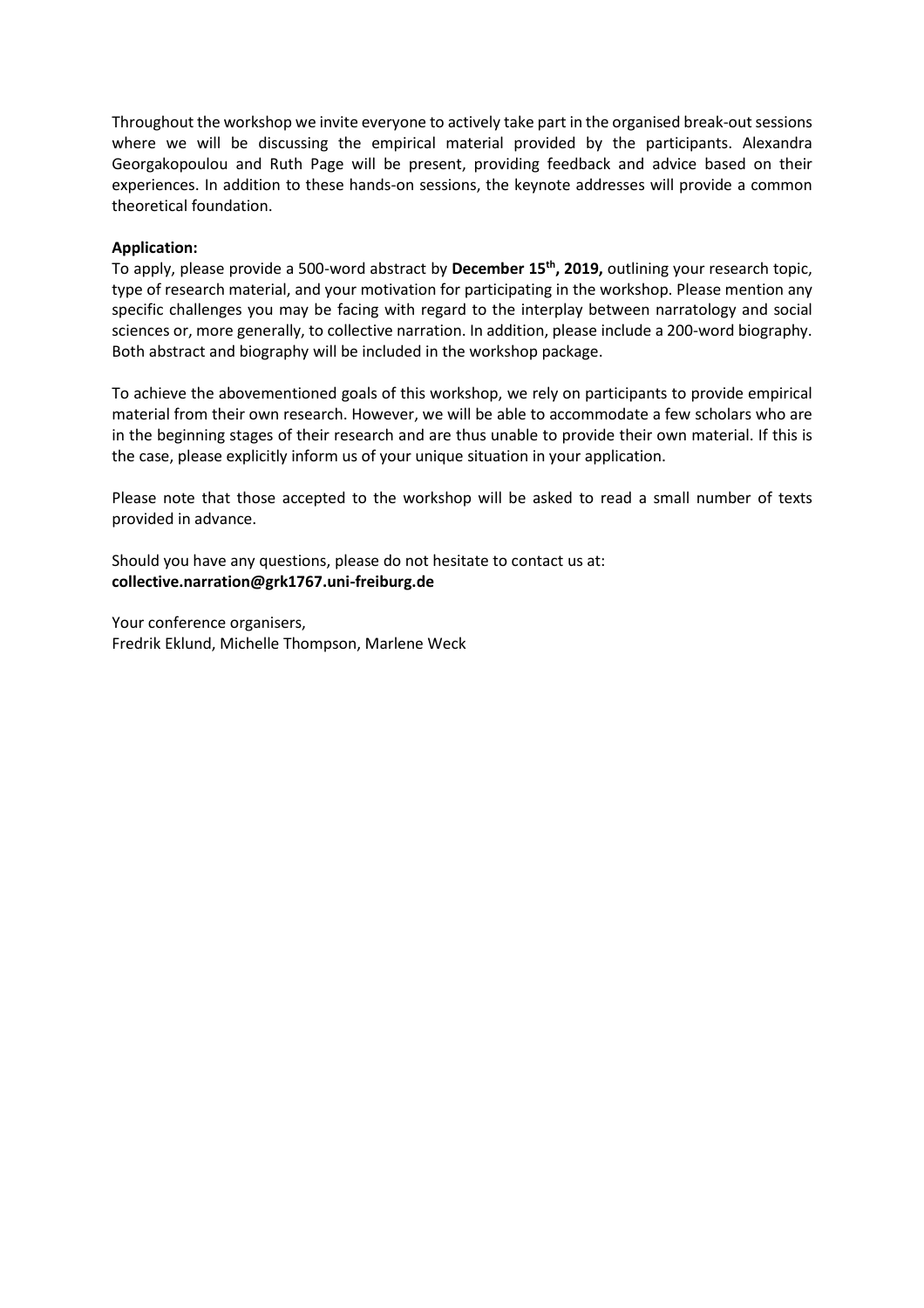Throughout the workshop we invite everyone to actively take part in the organised break-out sessions where we will be discussing the empirical material provided by the participants. Alexandra Georgakopoulou and Ruth Page will be present, providing feedback and advice based on their experiences. In addition to these hands-on sessions, the keynote addresses will provide a common theoretical foundation.

**Application:**

To apply, please provide a 500-word abstract by **December 15th, 2019,** outlining your research topic, type of research material, and your motivation for participating in the workshop. Please mention any specific challenges you may be facing with regard to the interplay between narratology and social sciences or, more generally, to collective narration. In addition, please include a 200-word biography. Both abstract and biography will be included in the workshop package.

To achieve the abovementioned goals of this workshop, we rely on participants to provide empirical material from their own research. However, we will be able to accommodate a few scholars who are in the beginning stages of their research and are thus unable to provide their own material. If this is the case, please explicitly inform us of your unique situation in your application.

Please note that those accepted to the workshop will be asked to read a small number of texts provided in advance.

Should you have any questions, please do not hesitate to contact us at:
**collective.narration@grk1767.uni-freiburg.de**

Your conference organisers,
Fredrik Eklund, Michelle Thompson, Marlene Weck